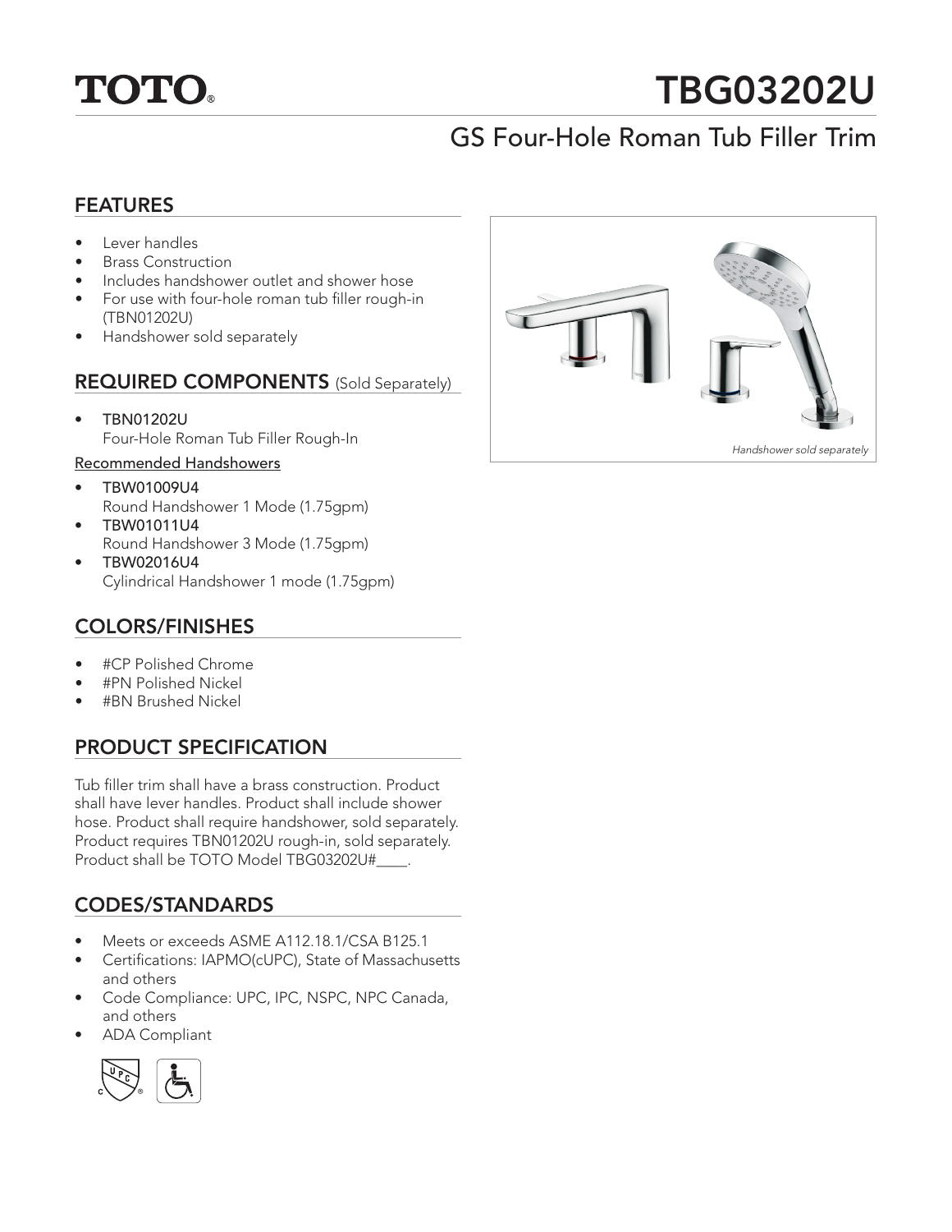# TOTO

# TBG03202U

## GS Four-Hole Roman Tub Filler Trim

### FEATURES

- Lever handles
- Brass Construction
- Includes handshower outlet and shower hose
- For use with four-hole roman tub filler rough-in (TBN01202U)
- Handshower sold separately

### REQUIRED COMPONENTS (Sold Separately)

- TBN01202U
  Four-Hole Roman Tub Filler Rough-In

Recommended Handshowers

- TBW01009U4
  Round Handshower 1 Mode (1.75gpm)
- TBW01011U4
  Round Handshower 3 Mode (1.75gpm)
- TBW02016U4
  Cylindrical Handshower 1 mode (1.75gpm)

*Handshower sold separately*

### COLORS/FINISHES

- #CP Polished Chrome
- #PN Polished Nickel
- #BN Brushed Nickel

### PRODUCT SPECIFICATION

Tub filler trim shall have a brass construction. Product shall have lever handles. Product shall include shower hose. Product shall require handshower, sold separately. Product requires TBN01202U rough-in, sold separately. Product shall be TOTO Model TBG03202U#____.

### CODES/STANDARDS

- Meets or exceeds ASME A112.18.1/CSA B125.1
- Certifications: IAPMO(cUPC), State of Massachusetts and others
- Code Compliance: UPC, IPC, NSPC, NPC Canada, and others
- ADA Compliant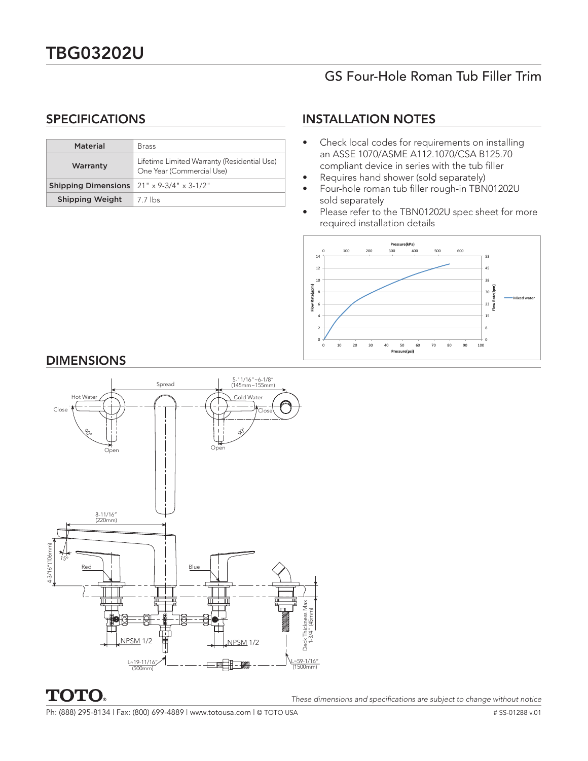# TBG03202U

## GS Four-Hole Roman Tub Filler Trim

## SPECIFICATIONS

| | |
|---|---|
| **Material** | Brass |
| **Warranty** | Lifetime Limited Warranty (Residential Use)<br>One Year (Commercial Use) |
| **Shipping Dimensions** | 21" x 9-3/4" x 3-1/2" |
| **Shipping Weight** | 7.7 lbs |

## INSTALLATION NOTES

- Check local codes for requirements on installing an ASSE 1070/ASME A112.1070/CSA B125.70 compliant device in series with the tub filler
- Requires hand shower (sold separately)
- Four-hole roman tub filler rough-in TBN01202U sold separately
- Please refer to the TBN01202U spec sheet for more required installation details

Pressure(kPa)
0 100 200 300 400 500 600
Flow Rate(gpm)
0 2 4 6 8 10 12 14
Flow Rate(lpm)
0 8 15 23 30 38 45 53
Pressure(psi)
0 10 20 30 40 50 60 70 80 90 100
Mixed water

## DIMENSIONS

Spread
5-11/16"~6-1/8" (145mm~155mm)
Hot Water
Cold Water
Close
Close
90°
90°
Open
Open
8-11/16" (220mm)
4-3/16" (106mm)
15°
Red
Blue
Deck Thickness Max 1-3/4" (45mm)
NPSM 1/2
NPSM 1/2
L≈19-11/16" (500mm)
L≈59-1/16" (1500mm)

*These dimensions and specifications are subject to change without notice*

Ph: (888) 295-8134 | Fax: (800) 699-4889 | www.totousa.com | © TOTO USA

# SS-01288 v.01